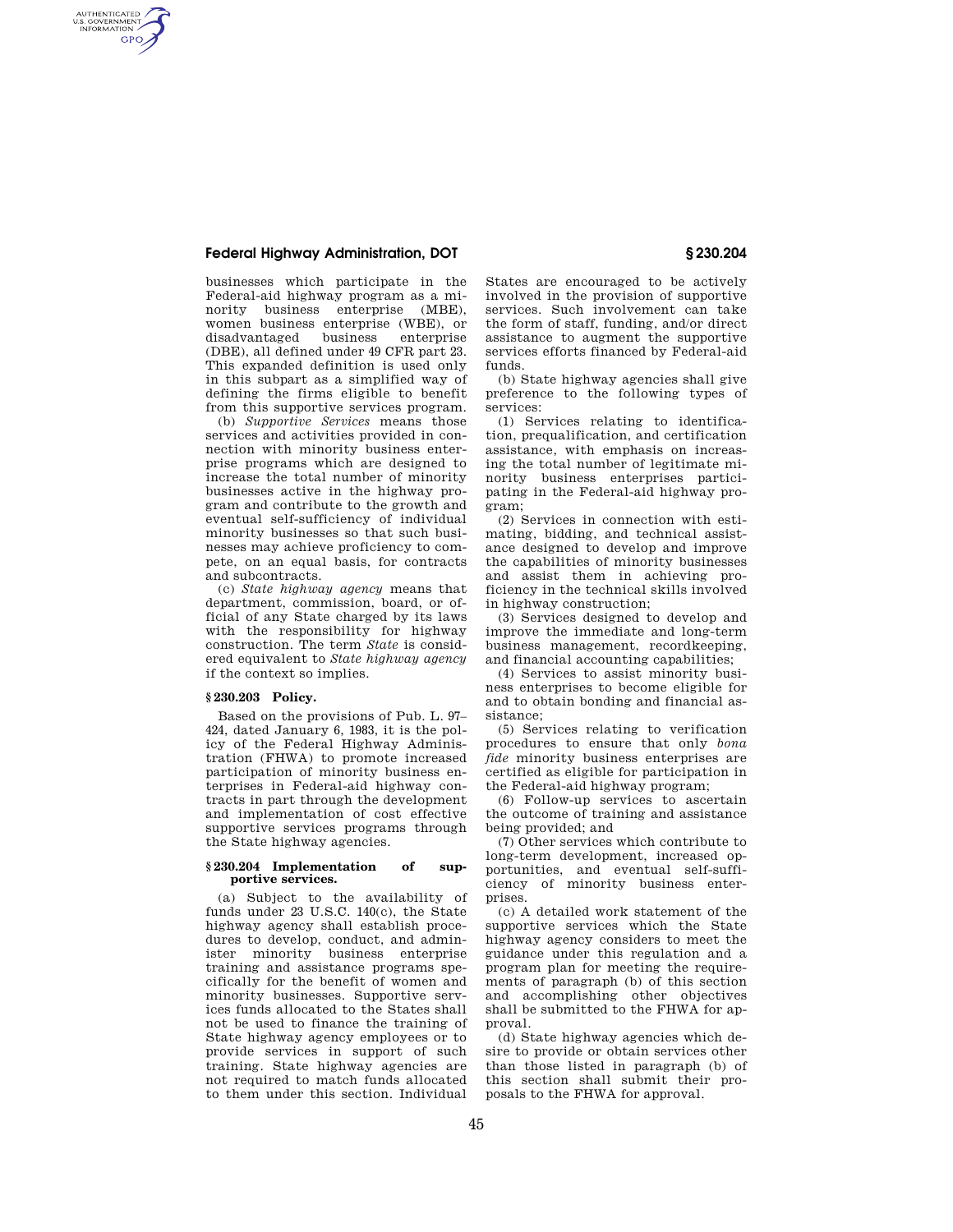businesses which participate in the Federal-aid highway program as a minority business enterprise (MBE), women business enterprise (WBE), or disadvantaged business enterprise (DBE), all defined under 49 CFR part 23. This expanded definition is used only in this subpart as a simplified way of defining the firms eligible to benefit from this supportive services program.

(b) *Supportive Services* means those services and activities provided in connection with minority business enterprise programs which are designed to increase the total number of minority businesses active in the highway program and contribute to the growth and eventual self-sufficiency of individual minority businesses so that such businesses may achieve proficiency to compete, on an equal basis, for contracts and subcontracts.

(c) *State highway agency* means that department, commission, board, or official of any State charged by its laws with the responsibility for highway construction. The term *State* is considered equivalent to *State highway agency* if the context so implies.

### § 230.203 Policy.

Based on the provisions of Pub. L. 97–424, dated January 6, 1983, it is the policy of the Federal Highway Administration (FHWA) to promote increased participation of minority business enterprises in Federal-aid highway contracts in part through the development and implementation of cost effective supportive services programs through the State highway agencies.

### § 230.204 Implementation of supportive services.

(a) Subject to the availability of funds under 23 U.S.C. 140(c), the State highway agency shall establish procedures to develop, conduct, and administer minority business enterprise training and assistance programs specifically for the benefit of women and minority businesses. Supportive services funds allocated to the States shall not be used to finance the training of State highway agency employees or to provide services in support of such training. State highway agencies are not required to match funds allocated to them under this section. Individual States are encouraged to be actively involved in the provision of supportive services. Such involvement can take the form of staff, funding, and/or direct assistance to augment the supportive services efforts financed by Federal-aid funds.

(b) State highway agencies shall give preference to the following types of services:

(1) Services relating to identification, prequalification, and certification assistance, with emphasis on increasing the total number of legitimate minority business enterprises participating in the Federal-aid highway program;

(2) Services in connection with estimating, bidding, and technical assistance designed to develop and improve the capabilities of minority businesses and assist them in achieving proficiency in the technical skills involved in highway construction;

(3) Services designed to develop and improve the immediate and long-term business management, recordkeeping, and financial accounting capabilities;

(4) Services to assist minority business enterprises to become eligible for and to obtain bonding and financial assistance;

(5) Services relating to verification procedures to ensure that only *bona fide* minority business enterprises are certified as eligible for participation in the Federal-aid highway program;

(6) Follow-up services to ascertain the outcome of training and assistance being provided; and

(7) Other services which contribute to long-term development, increased opportunities, and eventual self-sufficiency of minority business enterprises.

(c) A detailed work statement of the supportive services which the State highway agency considers to meet the guidance under this regulation and a program plan for meeting the requirements of paragraph (b) of this section and accomplishing other objectives shall be submitted to the FHWA for approval.

(d) State highway agencies which desire to provide or obtain services other than those listed in paragraph (b) of this section shall submit their proposals to the FHWA for approval.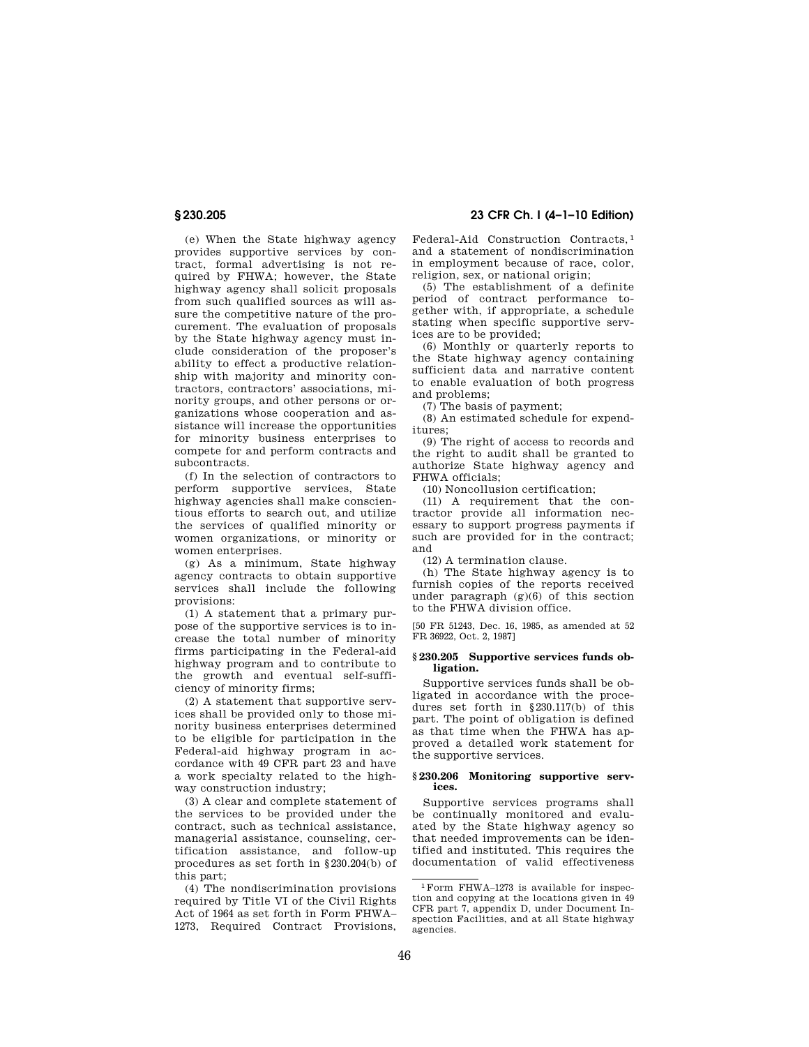(e) When the State highway agency provides supportive services by contract, formal advertising is not required by FHWA; however, the State highway agency shall solicit proposals from such qualified sources as will assure the competitive nature of the procurement. The evaluation of proposals by the State highway agency must include consideration of the proposer's ability to effect a productive relationship with majority and minority contractors, contractors' associations, minority groups, and other persons or organizations whose cooperation and assistance will increase the opportunities for minority business enterprises to compete for and perform contracts and subcontracts.

(f) In the selection of contractors to perform supportive services, State highway agencies shall make conscientious efforts to search out, and utilize the services of qualified minority or women organizations, or minority or women enterprises.

(g) As a minimum, State highway agency contracts to obtain supportive services shall include the following provisions:

(1) A statement that a primary purpose of the supportive services is to increase the total number of minority firms participating in the Federal-aid highway program and to contribute to the growth and eventual self-sufficiency of minority firms;

(2) A statement that supportive services shall be provided only to those minority business enterprises determined to be eligible for participation in the Federal-aid highway program in accordance with 49 CFR part 23 and have a work specialty related to the highway construction industry;

(3) A clear and complete statement of the services to be provided under the contract, such as technical assistance, managerial assistance, counseling, certification assistance, and follow-up procedures as set forth in §230.204(b) of this part;

(4) The nondiscrimination provisions required by Title VI of the Civil Rights Act of 1964 as set forth in Form FHWA–1273, Required Contract Provisions, Federal-Aid Construction Contracts,[1] and a statement of nondiscrimination in employment because of race, color, religion, sex, or national origin;

(5) The establishment of a definite period of contract performance together with, if appropriate, a schedule stating when specific supportive services are to be provided;

(6) Monthly or quarterly reports to the State highway agency containing sufficient data and narrative content to enable evaluation of both progress and problems;

(7) The basis of payment;

(8) An estimated schedule for expenditures;

(9) The right of access to records and the right to audit shall be granted to authorize State highway agency and FHWA officials;

(10) Noncollusion certification;

(11) A requirement that the contractor provide all information necessary to support progress payments if such are provided for in the contract; and

(12) A termination clause.

(h) The State highway agency is to furnish copies of the reports received under paragraph (g)(6) of this section to the FHWA division office.

[50 FR 51243, Dec. 16, 1985, as amended at 52 FR 36922, Oct. 2, 1987]

### § 230.205 Supportive services funds obligation.

Supportive services funds shall be obligated in accordance with the procedures set forth in §230.117(b) of this part. The point of obligation is defined as that time when the FHWA has approved a detailed work statement for the supportive services.

### § 230.206 Monitoring supportive services.

Supportive services programs shall be continually monitored and evaluated by the State highway agency so that needed improvements can be identified and instituted. This requires the documentation of valid effectiveness

---

[1] Form FHWA–1273 is available for inspection and copying at the locations given in 49 CFR part 7, appendix D, under Document Inspection Facilities, and at all State highway agencies.